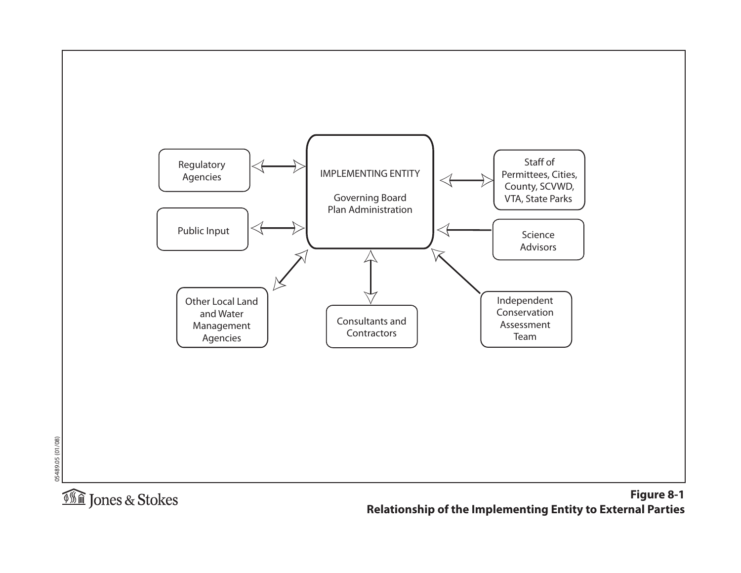IMPLEMENTING ENTITY

Governing Board
Plan Administration

Regulatory Agencies

Public Input

Other Local Land and Water Management Agencies

Consultants and Contractors

Independent Conservation Assessment Team

Science Advisors

Staff of Permittees, Cities, County, SCVWD, VTA, State Parks

**Figure 8-1**
**Relationship of the Implementing Entity to External Parties**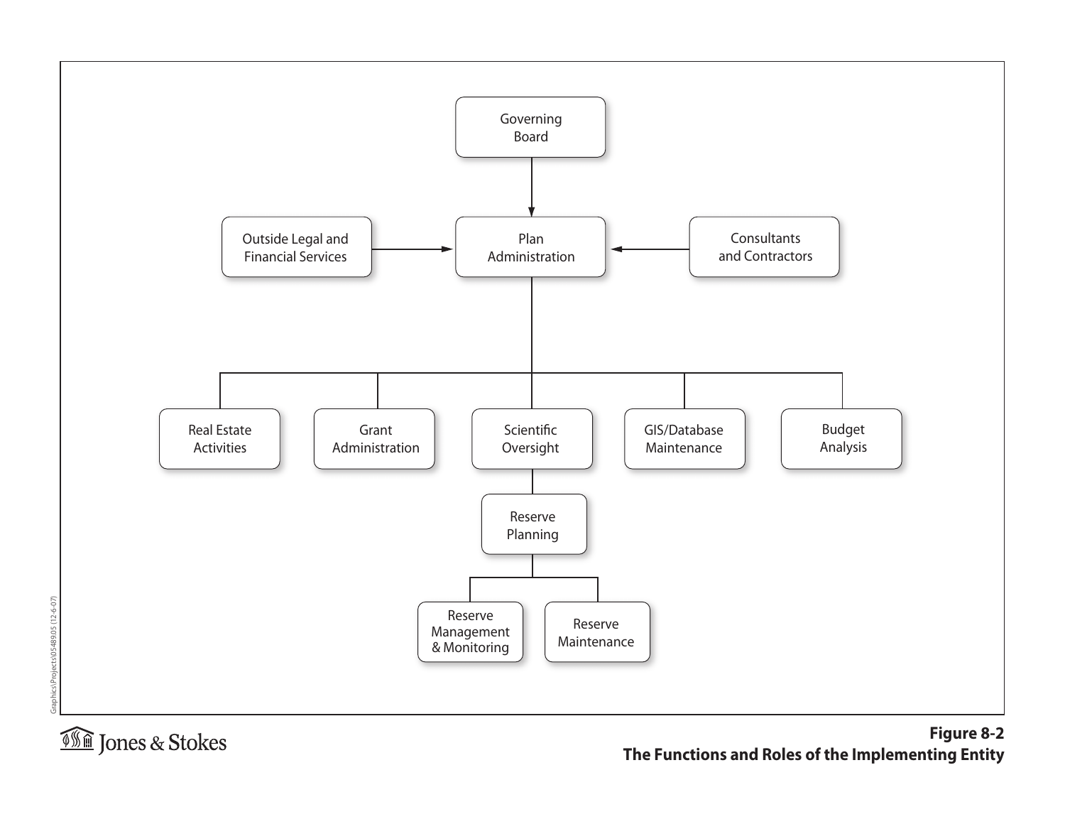Governing Board

Outside Legal and Financial Services

Plan Administration

Consultants and Contractors

Real Estate Activities

Grant Administration

Scientific Oversight

GIS/Database Maintenance

Budget Analysis

Reserve Planning

Reserve Management & Monitoring

Reserve Maintenance

**Figure 8-2**
**The Functions and Roles of the Implementing Entity**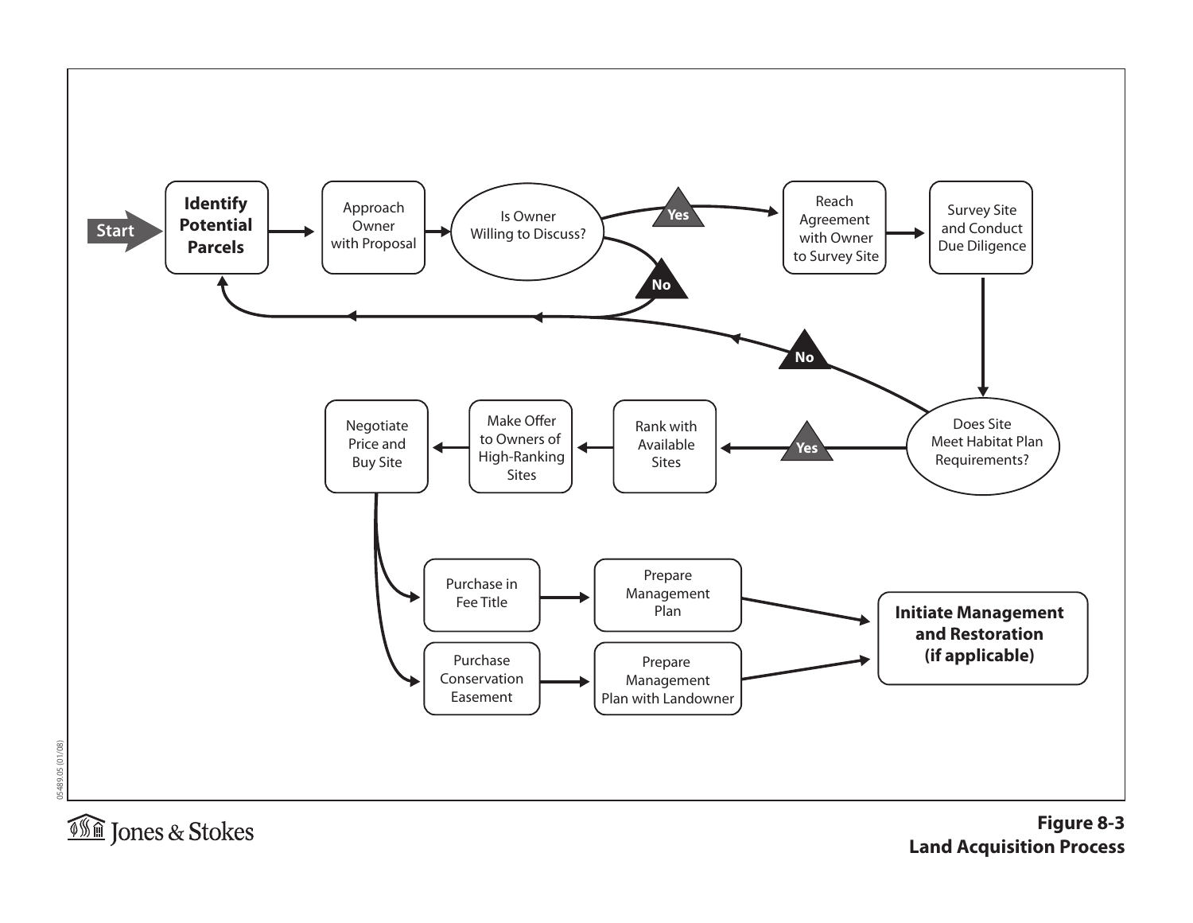Start

**Identify Potential Parcels**

Approach Owner with Proposal

Is Owner Willing to Discuss?

Yes

No

Reach Agreement with Owner to Survey Site

Survey Site and Conduct Due Diligence

Does Site Meet Habitat Plan Requirements?

No

Yes

Rank with Available Sites

Make Offer to Owners of High-Ranking Sites

Negotiate Price and Buy Site

Purchase in Fee Title

Prepare Management Plan

Purchase Conservation Easement

Prepare Management Plan with Landowner

**Initiate Management and Restoration (if applicable)**

**Figure 8-3**
**Land Acquisition Process**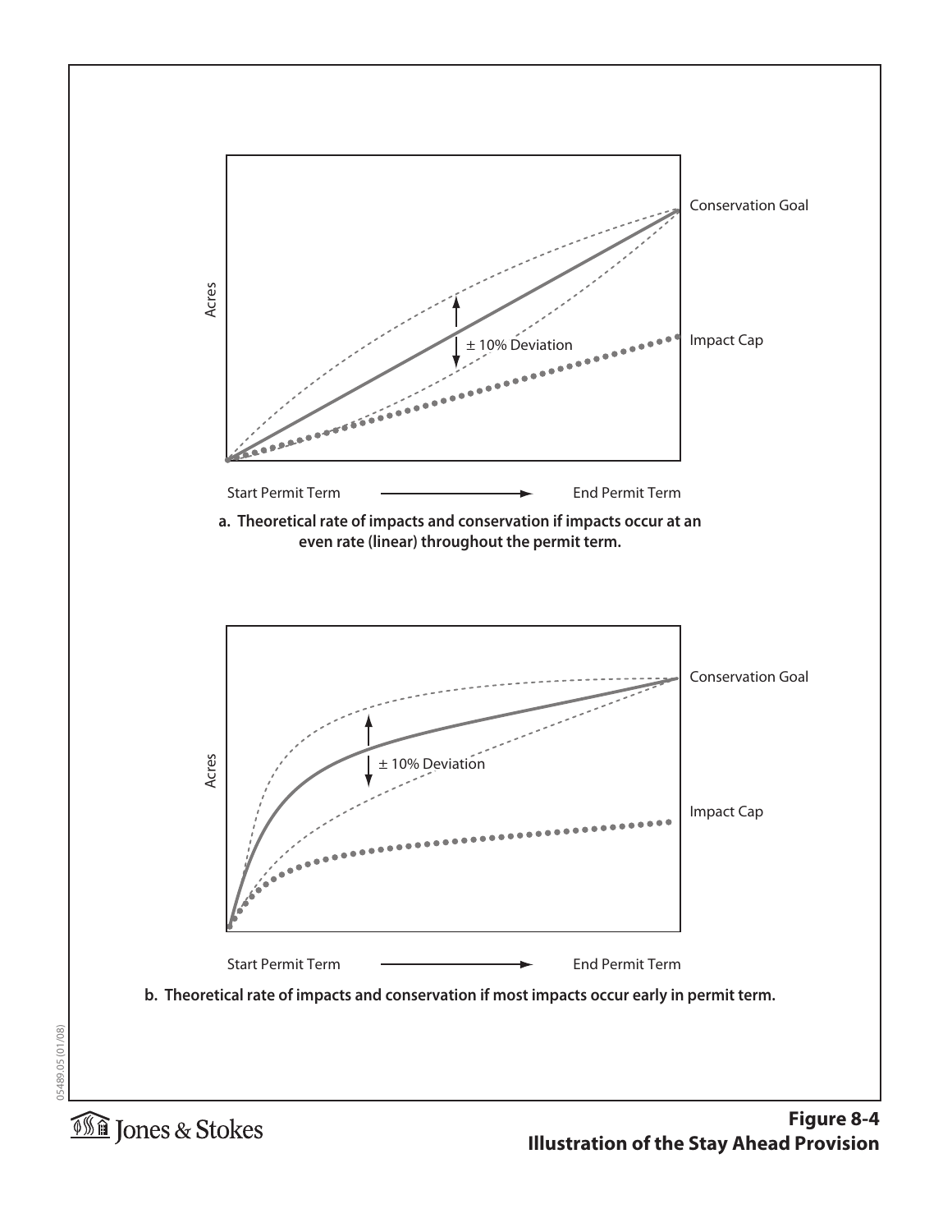Acres

Conservation Goal

± 10% Deviation

Impact Cap

Start Permit Term

End Permit Term

**a. Theoretical rate of impacts and conservation if impacts occur at an even rate (linear) throughout the permit term.**

Acres

Conservation Goal

± 10% Deviation

Impact Cap

Start Permit Term

End Permit Term

**b. Theoretical rate of impacts and conservation if most impacts occur early in permit term.**

05489.05 (01/08)

Jones & Stokes

**Figure 8-4**
**Illustration of the Stay Ahead Provision**